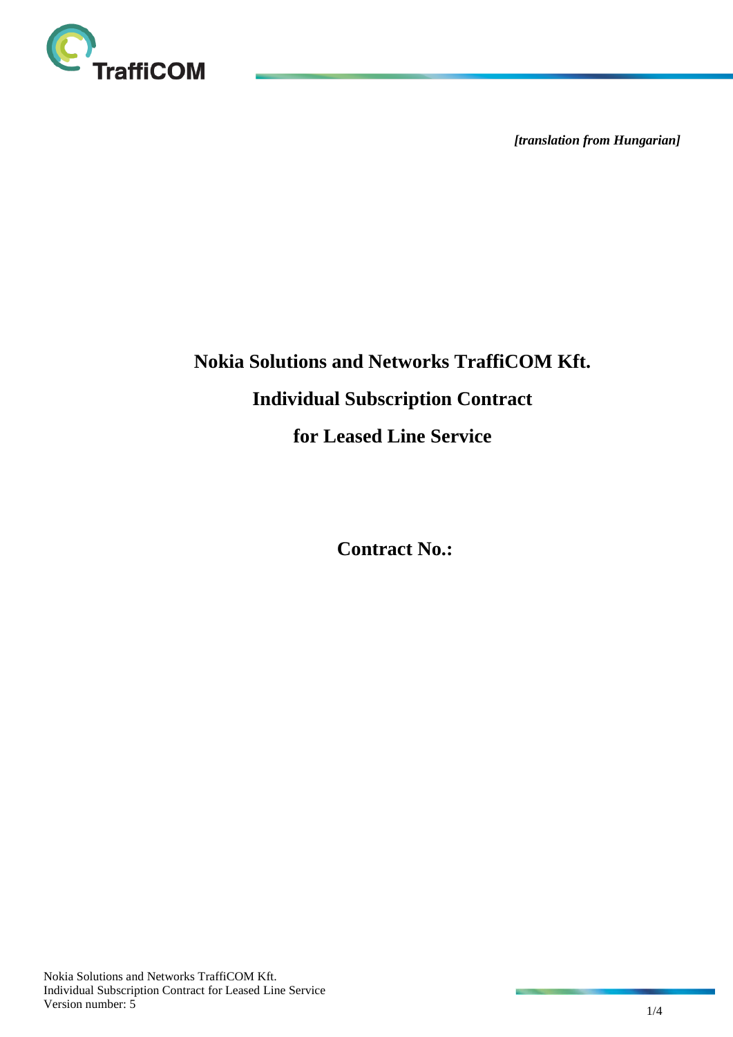*[translation from Hungarian]*

# Nokia Solutions and Networks TraffiCOM Kft.

# Individual Subscription Contract

# for Leased Line Service

**Contract No.:**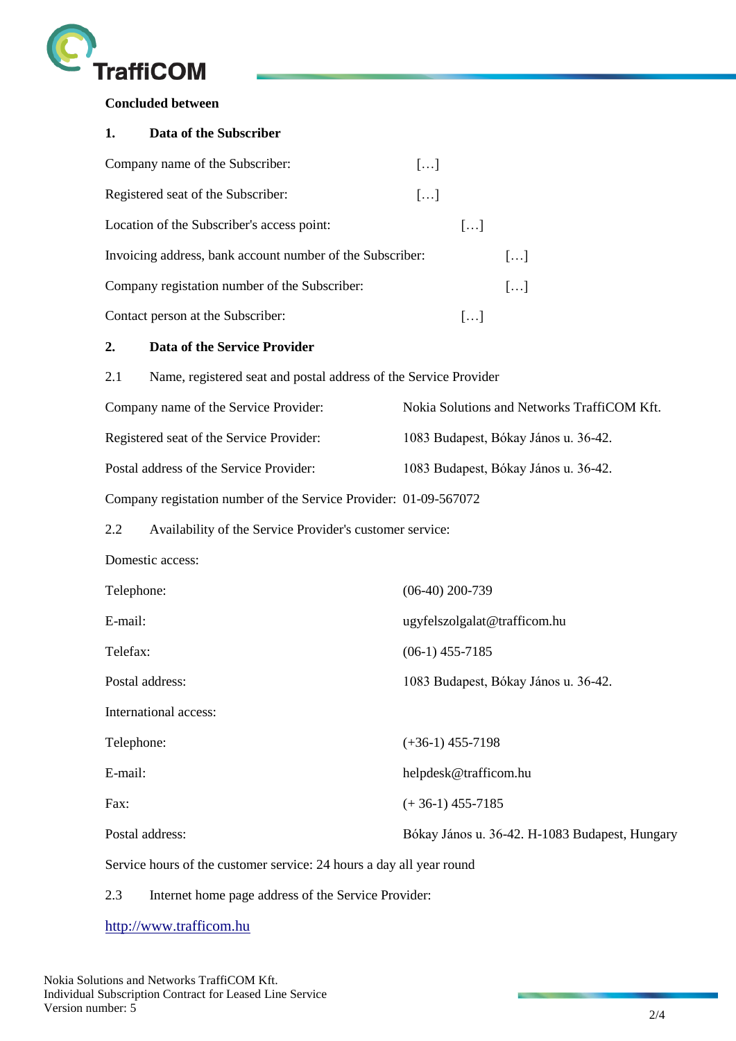**Concluded between**

**1. Data of the Subscriber**

Company name of the Subscriber: […]

Registered seat of the Subscriber: […]

Location of the Subscriber's access point: […]

Invoicing address, bank account number of the Subscriber: […]

Company registation number of the Subscriber: […]

Contact person at the Subscriber: […]

**2. Data of the Service Provider**

2.1 Name, registered seat and postal address of the Service Provider

Company name of the Service Provider: Nokia Solutions and Networks TraffiCOM Kft.

Registered seat of the Service Provider: 1083 Budapest, Bókay János u. 36-42.

Postal address of the Service Provider: 1083 Budapest, Bókay János u. 36-42.

Company registation number of the Service Provider: 01-09-567072

2.2 Availability of the Service Provider's customer service:

Domestic access:

Telephone: (06-40) 200-739

E-mail: ugyfelszolgalat@trafficom.hu

Telefax: (06-1) 455-7185

Postal address: 1083 Budapest, Bókay János u. 36-42.

International access:

Telephone: (+36-1) 455-7198

E-mail: helpdesk@trafficom.hu

Fax: (+ 36-1) 455-7185

Postal address: Bókay János u. 36-42. H-1083 Budapest, Hungary

Service hours of the customer service: 24 hours a day all year round

2.3 Internet home page address of the Service Provider:

http://www.trafficom.hu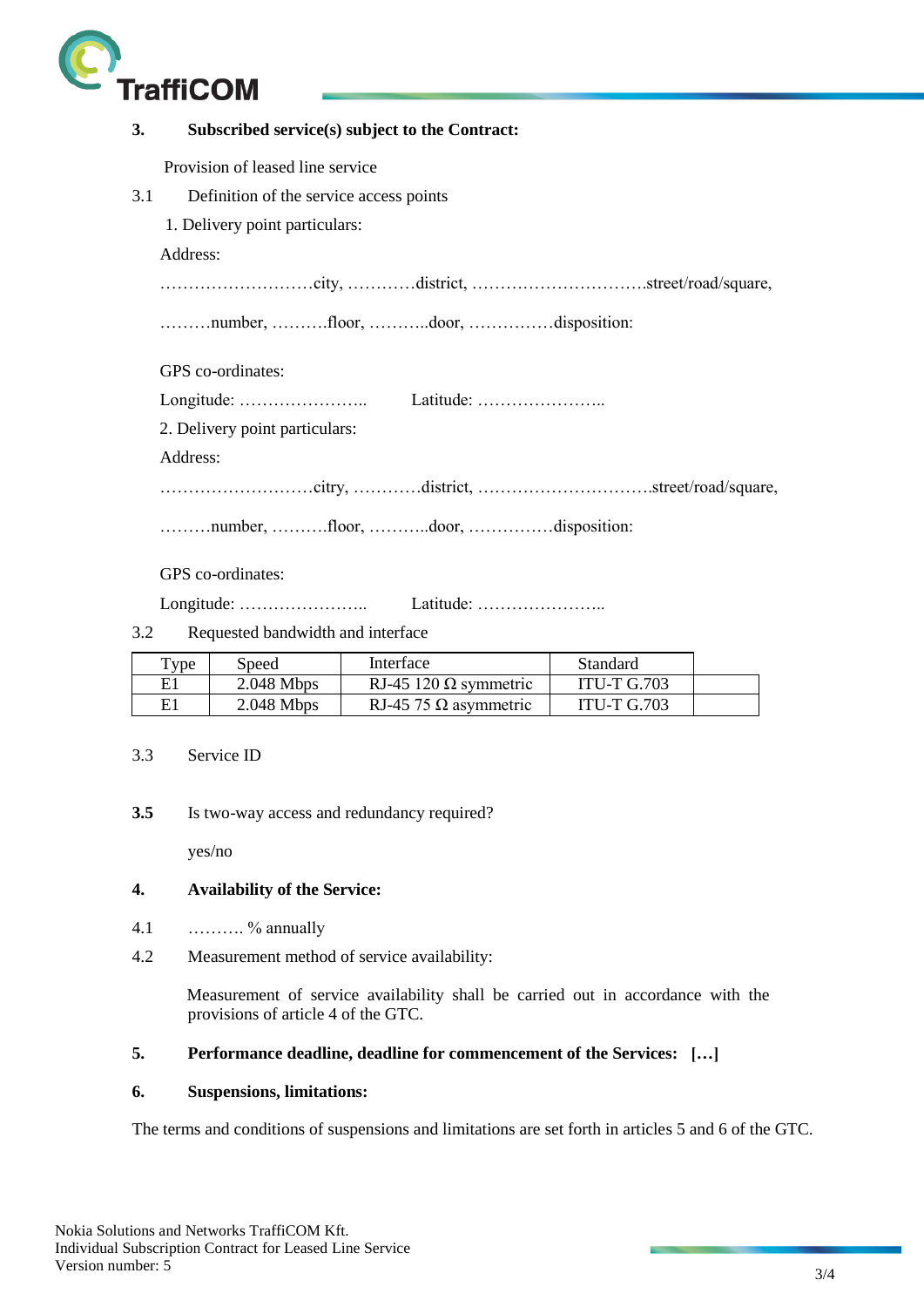**3. Subscribed service(s) subject to the Contract:**

Provision of leased line service

3.1 Definition of the service access points

1. Delivery point particulars:

Address:

………………………city, …………district, ………………………….street/road/square,

………number, ……….floor, ………..door, ……………disposition:

GPS co-ordinates:

Longitude: ………………….. Latitude: …………………..

2. Delivery point particulars:

Address:

………………………citry, …………district, ………………………….street/road/square,

………number, ……….floor, ………..door, ……………disposition:

GPS co-ordinates:

Longitude: ………………….. Latitude: …………………..

3.2 Requested bandwidth and interface

| Type | Speed | Interface | Standard | |
|---|---|---|---|---|
| E1 | 2.048 Mbps | RJ-45 120 Ω symmetric | ITU-T G.703 | |
| E1 | 2.048 Mbps | RJ-45 75 Ω asymmetric | ITU-T G.703 | |

3.3 Service ID

**3.5** Is two-way access and redundancy required?

yes/no

**4. Availability of the Service:**

4.1 ………. % annually

4.2 Measurement method of service availability:

Measurement of service availability shall be carried out in accordance with the provisions of article 4 of the GTC.

**5. Performance deadline, deadline for commencement of the Services: […]**

**6. Suspensions, limitations:**

The terms and conditions of suspensions and limitations are set forth in articles 5 and 6 of the GTC.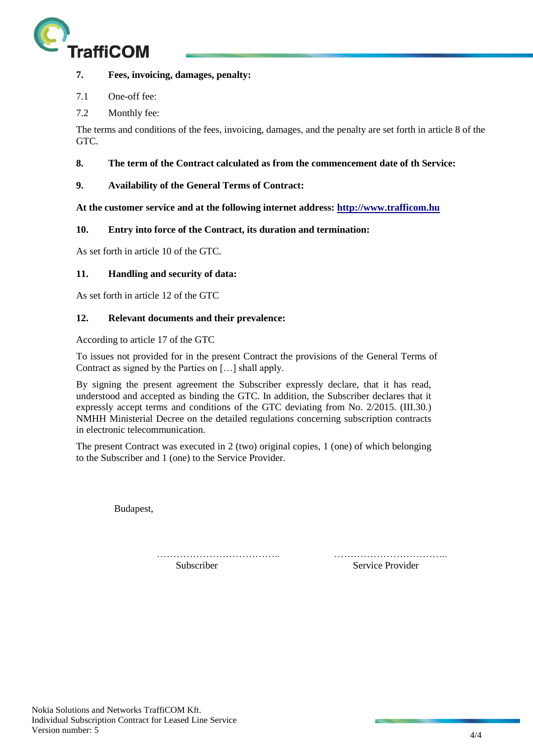**7. Fees, invoicing, damages, penalty:**

7.1 One-off fee:

7.2 Monthly fee:

The terms and conditions of the fees, invoicing, damages, and the penalty are set forth in article 8 of the GTC.

**8. The term of the Contract calculated as from the commencement date of th Service:**

**9. Availability of the General Terms of Contract:**

**At the customer service and at the following internet address: [http://www.trafficom.hu](http://www.trafficom.hu)**

**10. Entry into force of the Contract, its duration and termination:**

As set forth in article 10 of the GTC.

**11. Handling and security of data:**

As set forth in article 12 of the GTC

**12. Relevant documents and their prevalence:**

According to article 17 of the GTC

To issues not provided for in the present Contract the provisions of the General Terms of Contract as signed by the Parties on […] shall apply.

By signing the present agreement the Subscriber expressly declare, that it has read, understood and accepted as binding the GTC. In addition, the Subscriber declares that it expressly accept terms and conditions of the GTC deviating from No. 2/2015. (III.30.) NMHH Ministerial Decree on the detailed regulations concerning subscription contracts in electronic telecommunication.

The present Contract was executed in 2 (two) original copies, 1 (one) of which belonging to the Subscriber and 1 (one) to the Service Provider.

Budapest,

| | |
|---|---|
| ……………………………….. | …………………………….. |
| Subscriber | Service Provider |

Nokia Solutions and Networks TraffiCOM Kft.
Individual Subscription Contract for Leased Line Service
Version number: 5